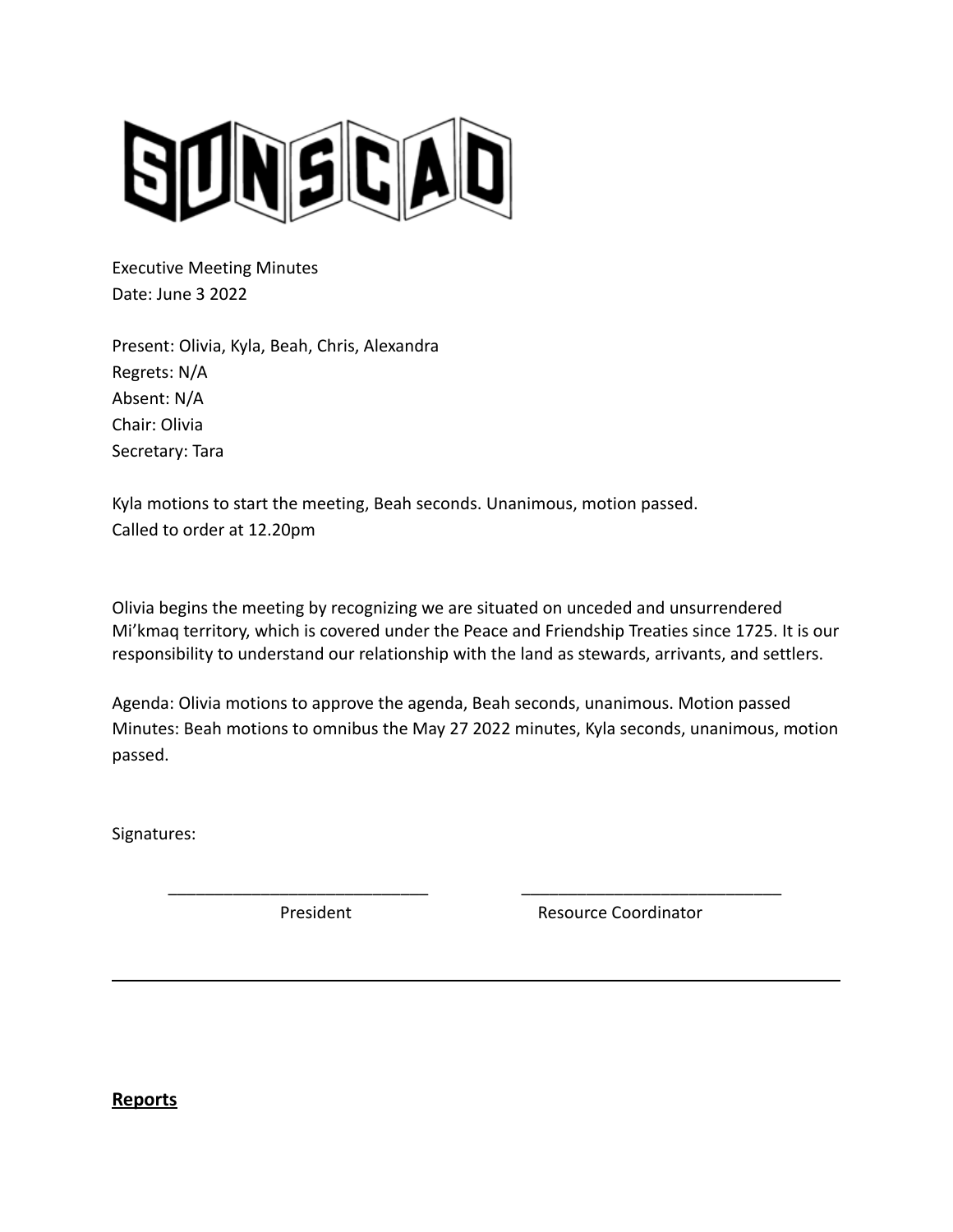# SUNSCAD

Executive Meeting Minutes
Date: June 3 2022

Present: Olivia, Kyla, Beah, Chris, Alexandra
Regrets: N/A
Absent: N/A
Chair: Olivia
Secretary: Tara

Kyla motions to start the meeting, Beah seconds. Unanimous, motion passed.
Called to order at 12.20pm

Olivia begins the meeting by recognizing we are situated on unceded and unsurrendered Mi'kmaq territory, which is covered under the Peace and Friendship Treaties since 1725. It is our responsibility to understand our relationship with the land as stewards, arrivants, and settlers.

Agenda: Olivia motions to approve the agenda, Beah seconds, unanimous. Motion passed
Minutes: Beah motions to omnibus the May 27 2022 minutes, Kyla seconds, unanimous, motion passed.

Signatures:

| ___________________________ | ___________________________ |
| --- | --- |
| President | Resource Coordinator |

---

**Reports**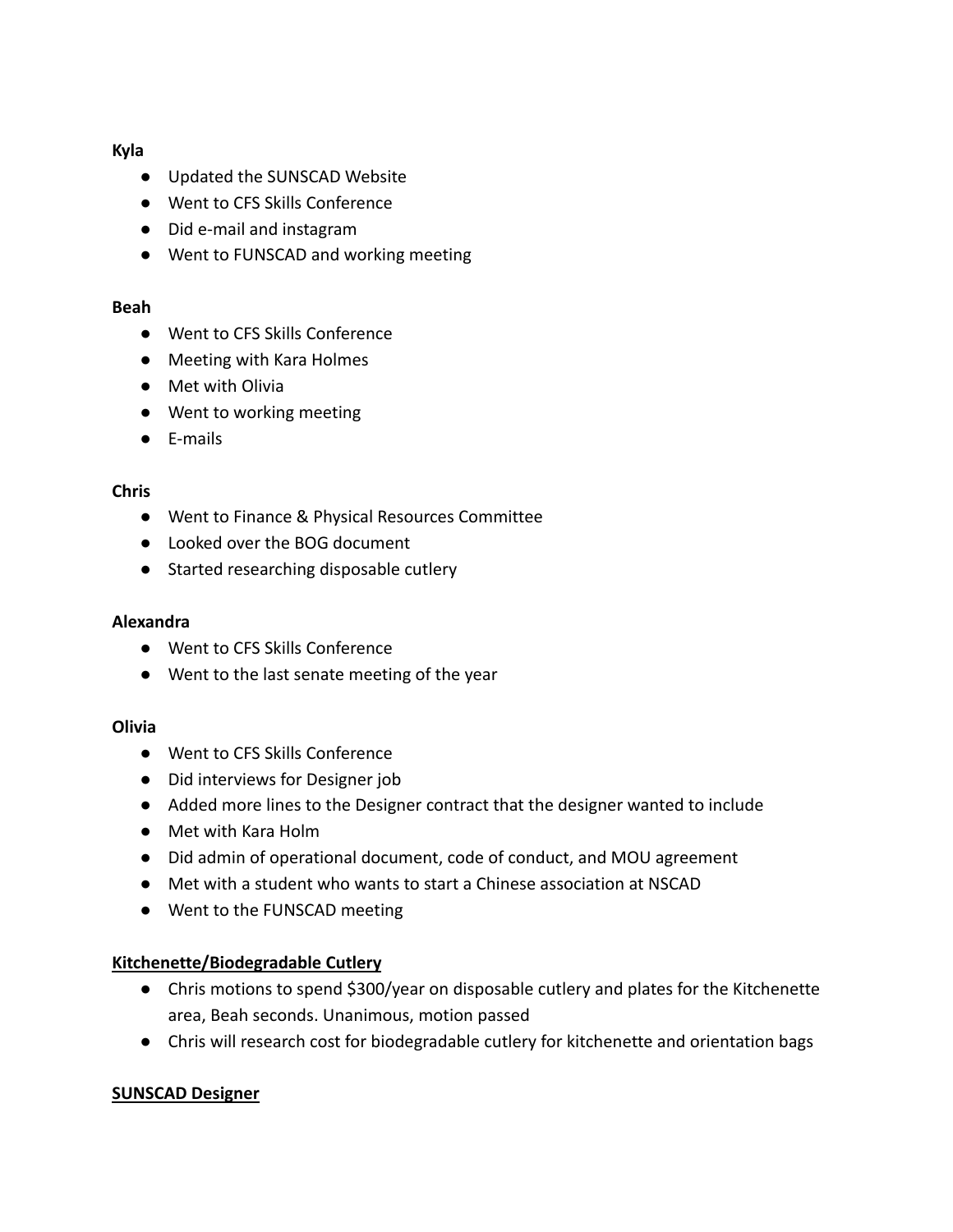**Kyla**

- Updated the SUNSCAD Website
- Went to CFS Skills Conference
- Did e-mail and instagram
- Went to FUNSCAD and working meeting

**Beah**

- Went to CFS Skills Conference
- Meeting with Kara Holmes
- Met with Olivia
- Went to working meeting
- E-mails

**Chris**

- Went to Finance & Physical Resources Committee
- Looked over the BOG document
- Started researching disposable cutlery

**Alexandra**

- Went to CFS Skills Conference
- Went to the last senate meeting of the year

**Olivia**

- Went to CFS Skills Conference
- Did interviews for Designer job
- Added more lines to the Designer contract that the designer wanted to include
- Met with Kara Holm
- Did admin of operational document, code of conduct, and MOU agreement
- Met with a student who wants to start a Chinese association at NSCAD
- Went to the FUNSCAD meeting

**<u>Kitchenette/Biodegradable Cutlery</u>**

- Chris motions to spend $300/year on disposable cutlery and plates for the Kitchenette area, Beah seconds. Unanimous, motion passed
- Chris will research cost for biodegradable cutlery for kitchenette and orientation bags

**<u>SUNSCAD Designer</u>**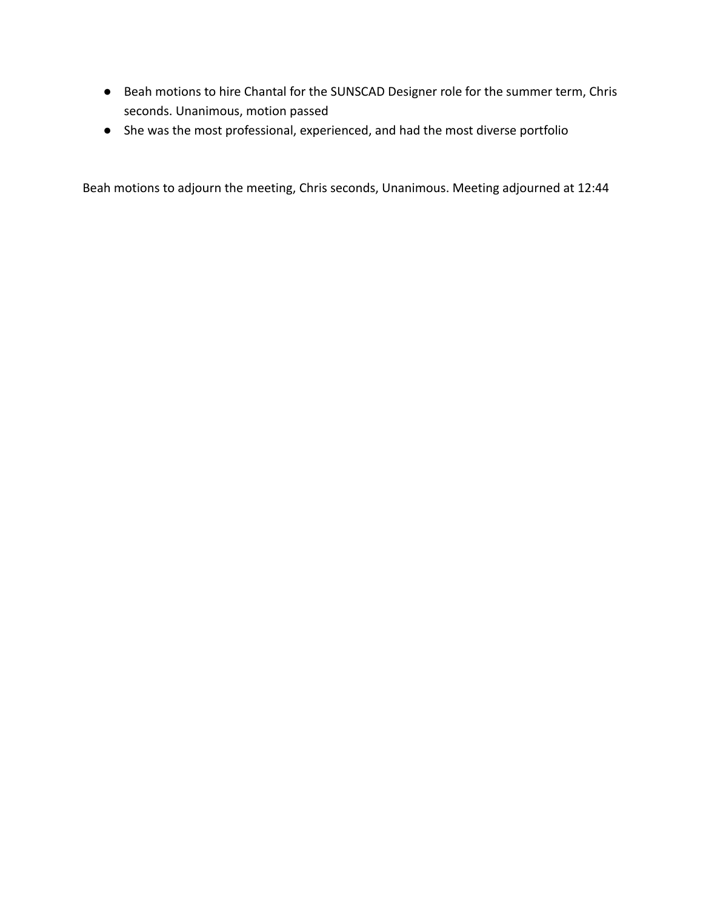- Beah motions to hire Chantal for the SUNSCAD Designer role for the summer term, Chris seconds. Unanimous, motion passed
- She was the most professional, experienced, and had the most diverse portfolio

Beah motions to adjourn the meeting, Chris seconds, Unanimous. Meeting adjourned at 12:44